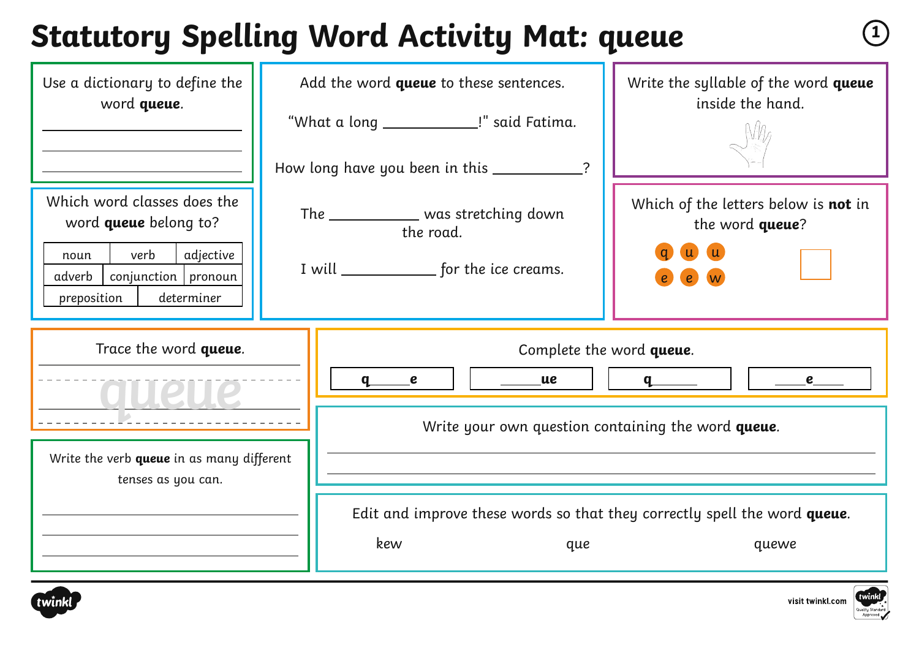# Statutory Spelling Word Activity Mat: queue

Use a dictionary to define the word **queue**.

______________________

______________________

______________________

Add the word **queue** to these sentences.

"What a long __________!" said Fatima.

How long have you been in this __________?

The __________ was stretching down the road.

I will __________ for the ice creams.

Write the syllable of the word **queue** inside the hand.

Which word classes does the word **queue** belong to?

| noun | verb | adjective |
|---|---|---|
| adverb | conjunction | pronoun |
| preposition | determiner | |

Which of the letters below is **not** in the word **queue**?

q u u e e w

Trace the word **queue**.

queue

Complete the word **queue**.

| q____e | ____ue | q____ | ____e____ |
|---|---|---|---|

Write your own question containing the word **queue**.

______________________

______________________

Write the verb **queue** in as many different tenses as you can.

______________________

______________________

______________________

Edit and improve these words so that they correctly spell the word **queue**.

kew        que        quewe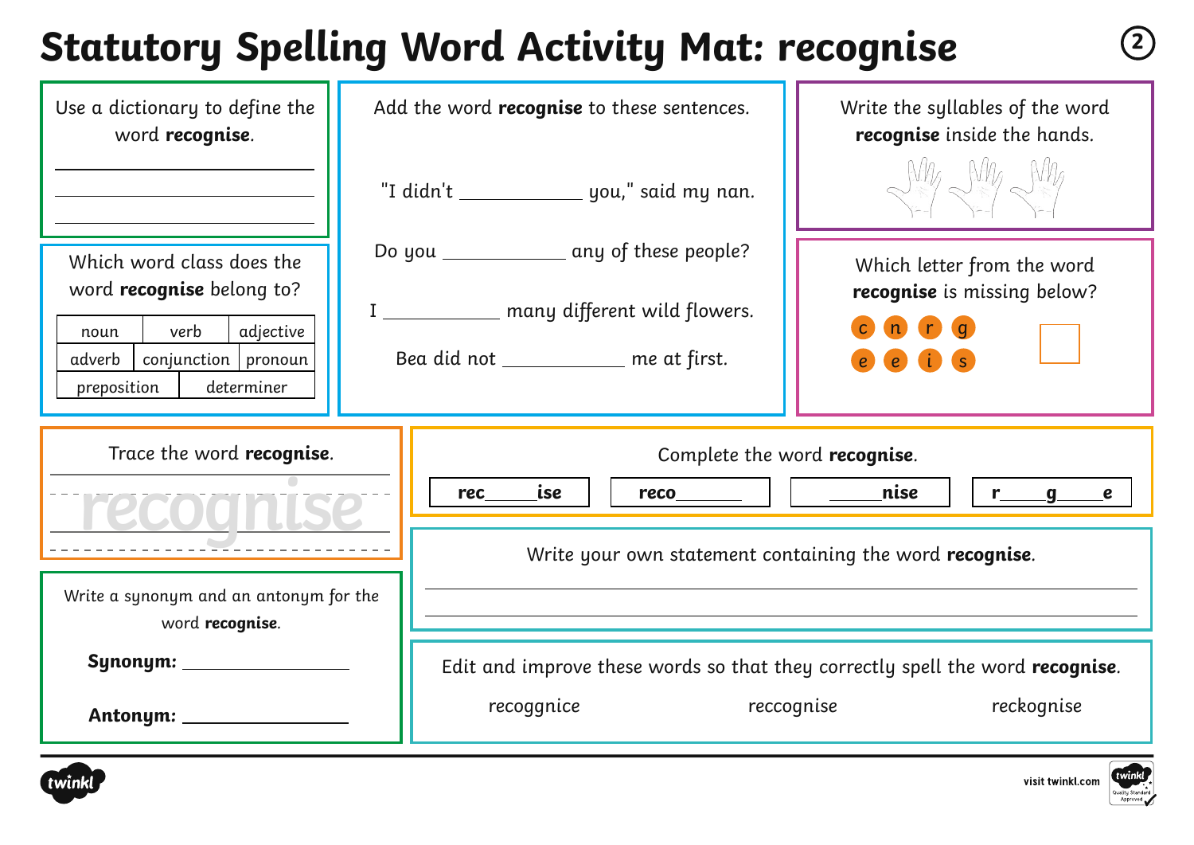# Statutory Spelling Word Activity Mat: recognise

Use a dictionary to define the word **recognise**.

______________________________

______________________________

______________________________

Add the word **recognise** to these sentences.

"I didn't ___________ you," said my nan.

Do you ___________ any of these people?

I ___________ many different wild flowers.

Bea did not ___________ me at first.

Write the syllables of the word **recognise** inside the hands.

Which word class does the word **recognise** belong to?

| noun | verb | adjective |
|---|---|---|
| adverb | conjunction | pronoun |
| preposition | determiner | |

Which letter from the word **recognise** is missing below?

c n r g
e e i s

Trace the word **recognise**.

recognise

Complete the word **recognise**.

| rec_____ise | reco_______ | _____nise | r_____g_____e |
|---|---|---|---|

Write your own statement containing the word **recognise**.

______________________________

______________________________

Write a synonym and an antonym for the word **recognise**.

**Synonym:** ________________

**Antonym:** ________________

Edit and improve these words so that they correctly spell the word **recognise**.

recoggnice     reccognise     reckognise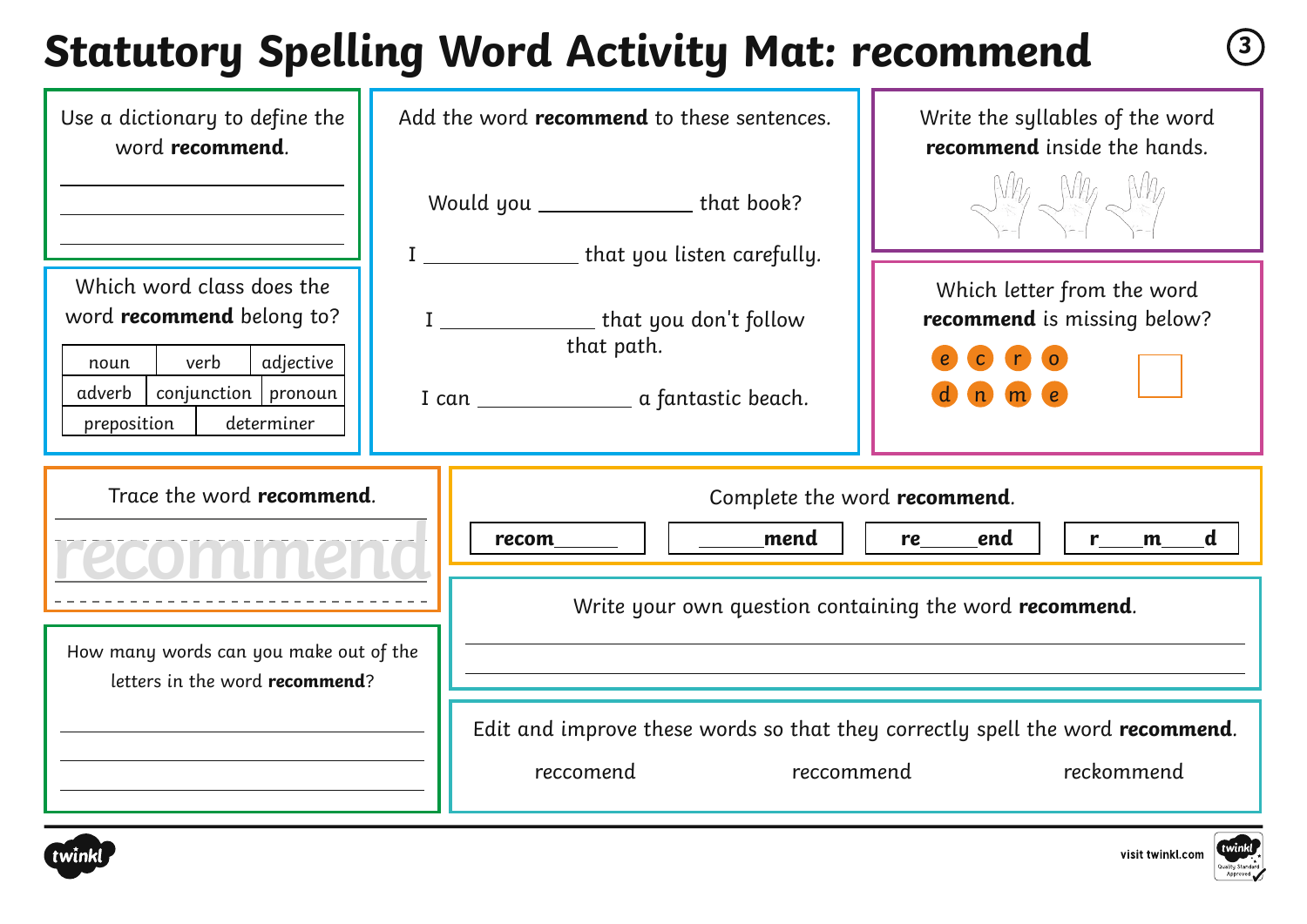# Statutory Spelling Word Activity Mat: recommend

Use a dictionary to define the word **recommend**.

___

___

___

Which word class does the word **recommend** belong to?

| noun | verb | adjective |
|---|---|---|
| adverb | conjunction | pronoun |
| preposition | determiner | |

Add the word **recommend** to these sentences.

Would you ____________ that book?

I ____________ that you listen carefully.

I ____________ that you don't follow that path.

I can ____________ a fantastic beach.

Write the syllables of the word **recommend** inside the hands.

Which letter from the word **recommend** is missing below?

e c r o
d n m e

Trace the word **recommend**.

recommend

Complete the word **recommend**.

| recom______ | ______mend | re_____end | r____m____d |
|---|---|---|---|

How many words can you make out of the letters in the word **recommend**?

___

___

___

Write your own question containing the word **recommend**.

___

___

Edit and improve these words so that they correctly spell the word **recommend**.

reccomend     reccommend     reckommend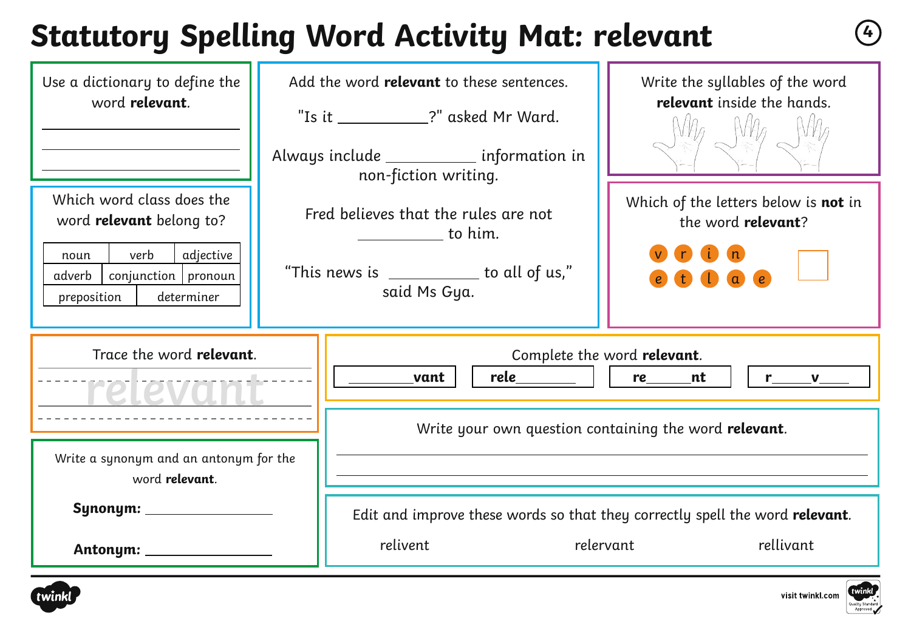# Statutory Spelling Word Activity Mat: relevant

Use a dictionary to define the word **relevant**.

___________________________

___________________________

___________________________

Which word class does the word **relevant** belong to?

| noun | verb | adjective |
|---|---|---|
| adverb | conjunction | pronoun |
| preposition | determiner | |

Add the word **relevant** to these sentences.

"Is it __________?" asked Mr Ward.

Always include __________ information in non-fiction writing.

Fred believes that the rules are not __________ to him.

"This news is __________ to all of us," said Ms Gya.

Write the syllables of the word **relevant** inside the hands.

Which of the letters below is **not** in the word **relevant**?

v r i n e t l a e

Trace the word **relevant**.

relevant

Complete the word **relevant**.

| ________vant | rele________ | re______nt | r_____v____ |
|---|---|---|---|

Write a synonym and an antonym for the word **relevant**.

**Synonym:** __________

**Antonym:** __________

Write your own question containing the word **relevant**.

___________________________

___________________________

Edit and improve these words so that they correctly spell the word **relevant**.

relivent    relervant    rellivant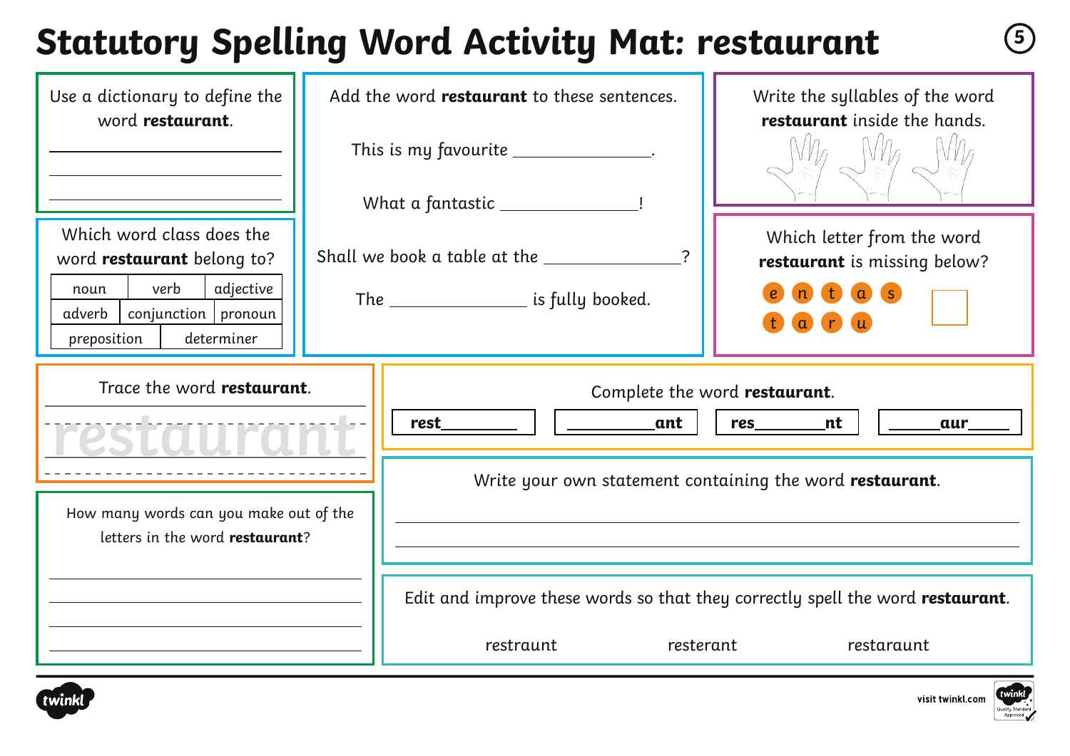# Statutory Spelling Word Activity Mat: restaurant

Use a dictionary to define the word **restaurant**.

Which word class does the word **restaurant** belong to?

| | | |
|---|---|---|
| noun | verb | adjective |
| adverb | conjunction | pronoun |
| preposition | determiner | |

Add the word **restaurant** to these sentences.

This is my favourite ______________.

What a fantastic ______________!

Shall we book a table at the ______________?

The ______________ is fully booked.

Write the syllables of the word **restaurant** inside the hands.

Which letter from the word **restaurant** is missing below?

e n t a s
t a r u

Trace the word **restaurant**.

restaurant

Complete the word **restaurant**.

| | | | |
|---|---|---|---|
| **rest**_______ | _______**ant** | **res**_______**nt** | _______**aur**_______ |

How many words can you make out of the letters in the word **restaurant**?

Write your own statement containing the word **restaurant**.

Edit and improve these words so that they correctly spell the word **restaurant**.

restraunt resterant restaraunt